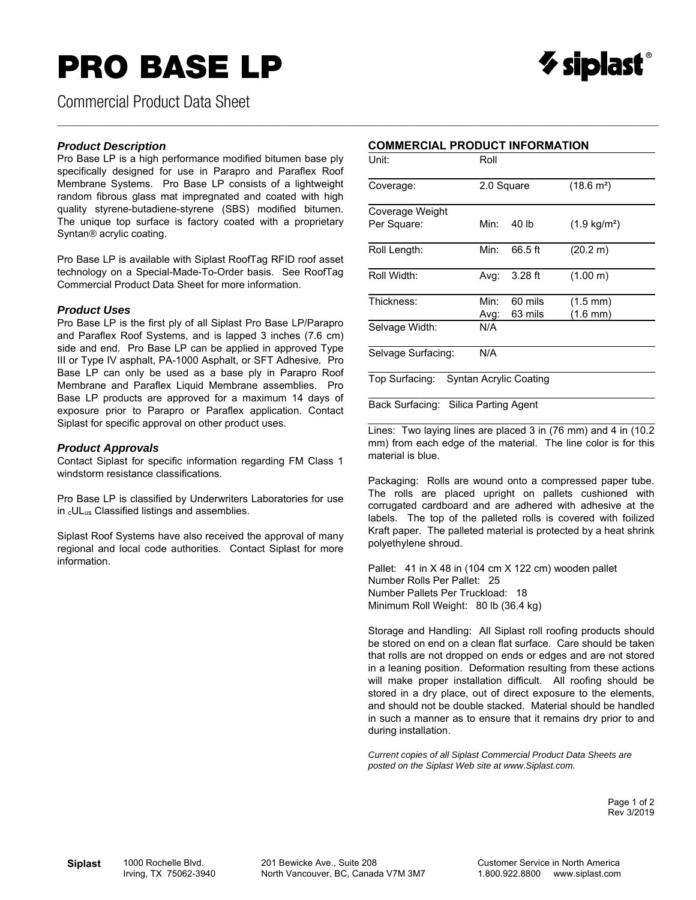# PRO BASE LP

Commercial Product Data Sheet

### *Product Description*

Pro Base LP is a high performance modified bitumen base ply specifically designed for use in Parapro and Paraflex Roof Membrane Systems. Pro Base LP consists of a lightweight random fibrous glass mat impregnated and coated with high quality styrene-butadiene-styrene (SBS) modified bitumen. The unique top surface is factory coated with a proprietary Syntan® acrylic coating.

Pro Base LP is available with Siplast RoofTag RFID roof asset technology on a Special-Made-To-Order basis. See RoofTag Commercial Product Data Sheet for more information.

### *Product Uses*

Pro Base LP is the first ply of all Siplast Pro Base LP/Parapro and Paraflex Roof Systems, and is lapped 3 inches (7.6 cm) side and end. Pro Base LP can be applied in approved Type III or Type IV asphalt, PA-1000 Asphalt, or SFT Adhesive. Pro Base LP can only be used as a base ply in Parapro Roof Membrane and Paraflex Liquid Membrane assemblies. Pro Base LP products are approved for a maximum 14 days of exposure prior to Parapro or Paraflex application. Contact Siplast for specific approval on other product uses.

### *Product Approvals*

Contact Siplast for specific information regarding FM Class 1 windstorm resistance classifications.

Pro Base LP is classified by Underwriters Laboratories for use in $_{c}$UL$_{us}$ Classified listings and assemblies.

Siplast Roof Systems have also received the approval of many regional and local code authorities. Contact Siplast for more information.

### COMMERCIAL PRODUCT INFORMATION

| | | | |
|---|---|---|---|
| Unit: | Roll | | |
| Coverage: | 2.0 Square | | (18.6 m²) |
| Coverage Weight Per Square: | Min: | 40 lb | (1.9 kg/m²) |
| Roll Length: | Min: | 66.5 ft | (20.2 m) |
| Roll Width: | Avg: | 3.28 ft | (1.00 m) |
| Thickness: | Min:<br>Avg: | 60 mils<br>63 mils | (1.5 mm)<br>(1.6 mm) |
| Selvage Width: | N/A | | |
| Selvage Surfacing: | N/A | | |
| Top Surfacing: | Syntan Acrylic Coating | | |
| Back Surfacing: | Silica Parting Agent | | |

Lines: Two laying lines are placed 3 in (76 mm) and 4 in (10.2 mm) from each edge of the material. The line color is for this material is blue.

Packaging: Rolls are wound onto a compressed paper tube. The rolls are placed upright on pallets cushioned with corrugated cardboard and are adhered with adhesive at the labels. The top of the palleted rolls is covered with foilized Kraft paper. The palleted material is protected by a heat shrink polyethylene shroud.

Pallet: 41 in X 48 in (104 cm X 122 cm) wooden pallet
Number Rolls Per Pallet: 25
Number Pallets Per Truckload: 18
Minimum Roll Weight: 80 lb (36.4 kg)

Storage and Handling: All Siplast roll roofing products should be stored on end on a clean flat surface. Care should be taken that rolls are not dropped on ends or edges and are not stored in a leaning position. Deformation resulting from these actions will make proper installation difficult. All roofing should be stored in a dry place, out of direct exposure to the elements, and should not be double stacked. Material should be handled in such a manner as to ensure that it remains dry prior to and during installation.

*Current copies of all Siplast Commercial Product Data Sheets are posted on the Siplast Web site at www.Siplast.com.*

Rev 3/2019

**Siplast** 1000 Rochelle Blvd. Irving, TX 75062-3940 | 201 Bewicke Ave., Suite 208 North Vancouver, BC, Canada V7M 3M7 | Customer Service in North America 1.800.922.8800 www.siplast.com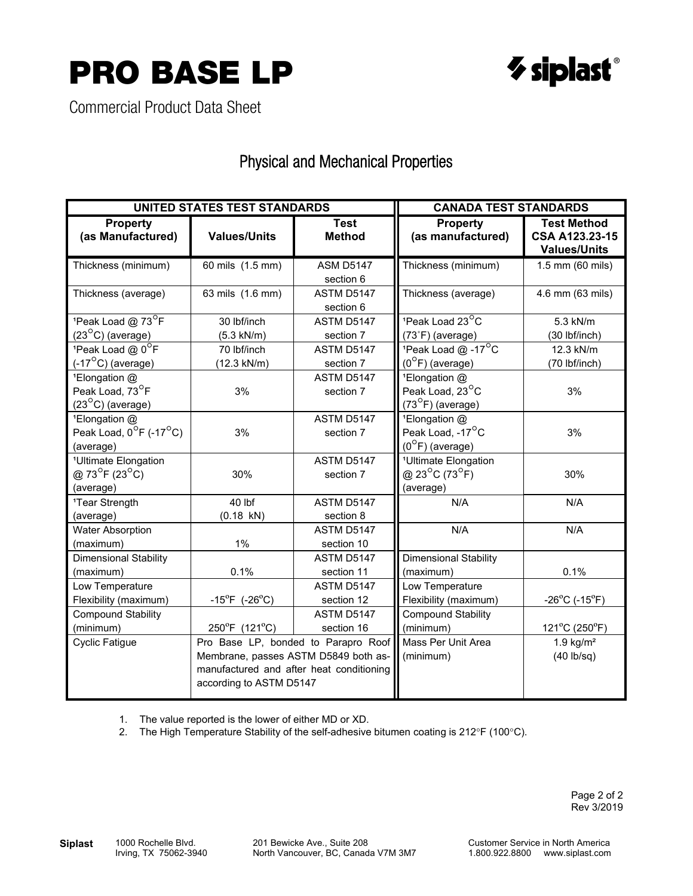# PRO BASE LP

Commercial Product Data Sheet

## Physical and Mechanical Properties

| UNITED STATES TEST STANDARDS | | | CANADA TEST STANDARDS | |
|---|---|---|---|---|
| **Property (as Manufactured)** | **Values/Units** | **Test Method** | **Property (as manufactured)** | **Test Method CSA A123.23-15 Values/Units** |
| Thickness (minimum) | 60 mils (1.5 mm) | ASM D5147 section 6 | Thickness (minimum) | 1.5 mm (60 mils) |
| Thickness (average) | 63 mils (1.6 mm) | ASTM D5147 section 6 | Thickness (average) | 4.6 mm (63 mils) |
| [1]Peak Load @ 73°F (23°C) (average) | 30 lbf/inch (5.3 kN/m) | ASTM D5147 section 7 | [1]Peak Load 23°C (73°F) (average) | 5.3 kN/m (30 lbf/inch) |
| [1]Peak Load @ 0°F (-17°C) (average) | 70 lbf/inch (12.3 kN/m) | ASTM D5147 section 7 | [1]Peak Load @ -17°C (0°F) (average) | 12.3 kN/m (70 lbf/inch) |
| [1]Elongation @ Peak Load, 73°F (23°C) (average) | 3% | ASTM D5147 section 7 | [1]Elongation @ Peak Load, 23°C (73°F) (average) | 3% |
| [1]Elongation @ Peak Load, 0°F (-17°C) (average) | 3% | ASTM D5147 section 7 | [1]Elongation @ Peak Load, -17°C (0°F) (average) | 3% |
| [1]Ultimate Elongation @ 73°F (23°C) (average) | 30% | ASTM D5147 section 7 | [1]Ultimate Elongation @ 23°C (73°F) (average) | 30% |
| [1]Tear Strength (average) | 40 lbf (0.18 kN) | ASTM D5147 section 8 | N/A | N/A |
| Water Absorption (maximum) | 1% | ASTM D5147 section 10 | N/A | N/A |
| Dimensional Stability (maximum) | 0.1% | ASTM D5147 section 11 | Dimensional Stability (maximum) | 0.1% |
| Low Temperature Flexibility (maximum) | -15°F (-26°C) | ASTM D5147 section 12 | Low Temperature Flexibility (maximum) | -26°C (-15°F) |
| Compound Stability (minimum) | 250°F (121°C) | ASTM D5147 section 16 | Compound Stability (minimum) | 121°C (250°F) |
| Cyclic Fatigue | Pro Base LP, bonded to Parapro Roof Membrane, passes ASTM D5849 both as-manufactured and after heat conditioning according to ASTM D5147 | | Mass Per Unit Area (minimum) | 1.9 kg/m² (40 lb/sq) |

1. The value reported is the lower of either MD or XD.
2. The High Temperature Stability of the self-adhesive bitumen coating is 212°F (100°C).

Rev 3/2019

**Siplast** 1000 Rochelle Blvd. Irving, TX 75062-3940 | 201 Bewicke Ave., Suite 208 North Vancouver, BC, Canada V7M 3M7 | Customer Service in North America 1.800.922.8800 www.siplast.com